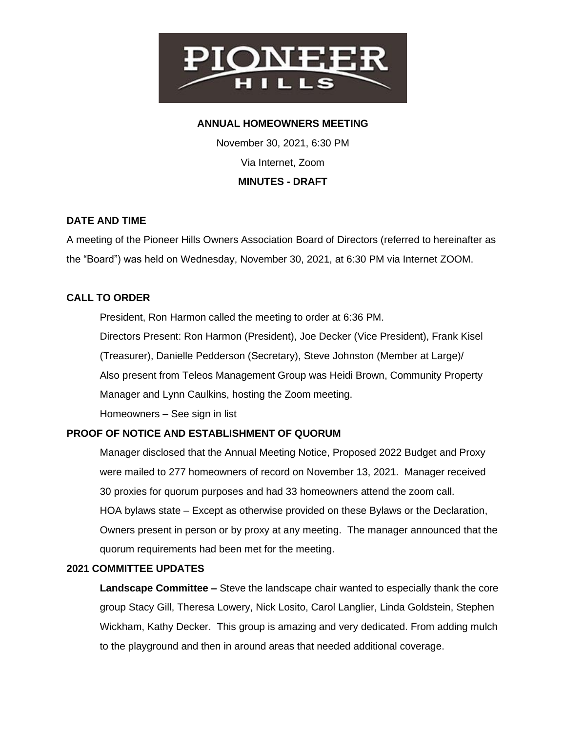# PIONEER HILLS

## ANNUAL HOMEOWNERS MEETING

November 30, 2021, 6:30 PM

Via Internet, Zoom

**MINUTES - DRAFT**

### DATE AND TIME

A meeting of the Pioneer Hills Owners Association Board of Directors (referred to hereinafter as the "Board") was held on Wednesday, November 30, 2021, at 6:30 PM via Internet ZOOM.

### CALL TO ORDER

President, Ron Harmon called the meeting to order at 6:36 PM.

Directors Present: Ron Harmon (President), Joe Decker (Vice President), Frank Kisel (Treasurer), Danielle Pedderson (Secretary), Steve Johnston (Member at Large)/

Also present from Teleos Management Group was Heidi Brown, Community Property Manager and Lynn Caulkins, hosting the Zoom meeting.

Homeowners – See sign in list

### PROOF OF NOTICE AND ESTABLISHMENT OF QUORUM

Manager disclosed that the Annual Meeting Notice, Proposed 2022 Budget and Proxy were mailed to 277 homeowners of record on November 13, 2021. Manager received 30 proxies for quorum purposes and had 33 homeowners attend the zoom call.

HOA bylaws state – Except as otherwise provided on these Bylaws or the Declaration, Owners present in person or by proxy at any meeting. The manager announced that the quorum requirements had been met for the meeting.

### 2021 COMMITTEE UPDATES

**Landscape Committee –** Steve the landscape chair wanted to especially thank the core group Stacy Gill, Theresa Lowery, Nick Losito, Carol Langlier, Linda Goldstein, Stephen Wickham, Kathy Decker. This group is amazing and very dedicated. From adding mulch to the playground and then in around areas that needed additional coverage.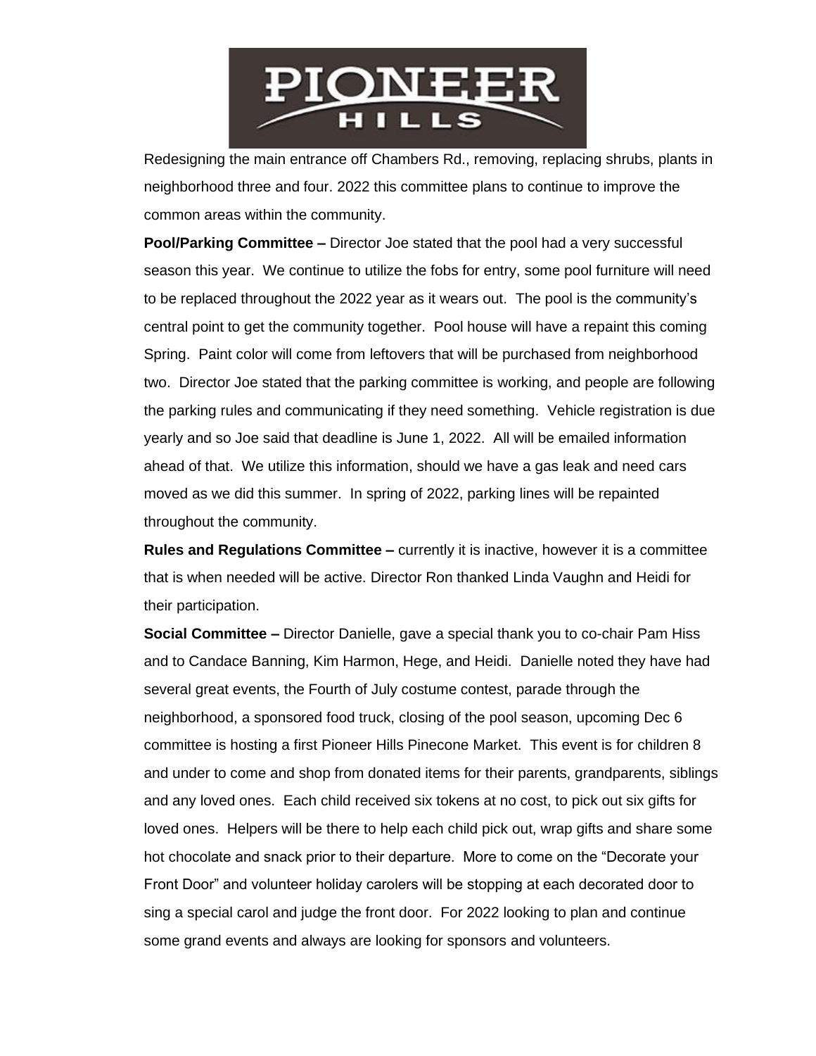Redesigning the main entrance off Chambers Rd., removing, replacing shrubs, plants in neighborhood three and four. 2022 this committee plans to continue to improve the common areas within the community.

**Pool/Parking Committee –** Director Joe stated that the pool had a very successful season this year. We continue to utilize the fobs for entry, some pool furniture will need to be replaced throughout the 2022 year as it wears out. The pool is the community's central point to get the community together. Pool house will have a repaint this coming Spring. Paint color will come from leftovers that will be purchased from neighborhood two. Director Joe stated that the parking committee is working, and people are following the parking rules and communicating if they need something. Vehicle registration is due yearly and so Joe said that deadline is June 1, 2022. All will be emailed information ahead of that. We utilize this information, should we have a gas leak and need cars moved as we did this summer. In spring of 2022, parking lines will be repainted throughout the community.

**Rules and Regulations Committee –** currently it is inactive, however it is a committee that is when needed will be active. Director Ron thanked Linda Vaughn and Heidi for their participation.

**Social Committee –** Director Danielle, gave a special thank you to co-chair Pam Hiss and to Candace Banning, Kim Harmon, Hege, and Heidi. Danielle noted they have had several great events, the Fourth of July costume contest, parade through the neighborhood, a sponsored food truck, closing of the pool season, upcoming Dec 6 committee is hosting a first Pioneer Hills Pinecone Market. This event is for children 8 and under to come and shop from donated items for their parents, grandparents, siblings and any loved ones. Each child received six tokens at no cost, to pick out six gifts for loved ones. Helpers will be there to help each child pick out, wrap gifts and share some hot chocolate and snack prior to their departure. More to come on the "Decorate your Front Door" and volunteer holiday carolers will be stopping at each decorated door to sing a special carol and judge the front door. For 2022 looking to plan and continue some grand events and always are looking for sponsors and volunteers.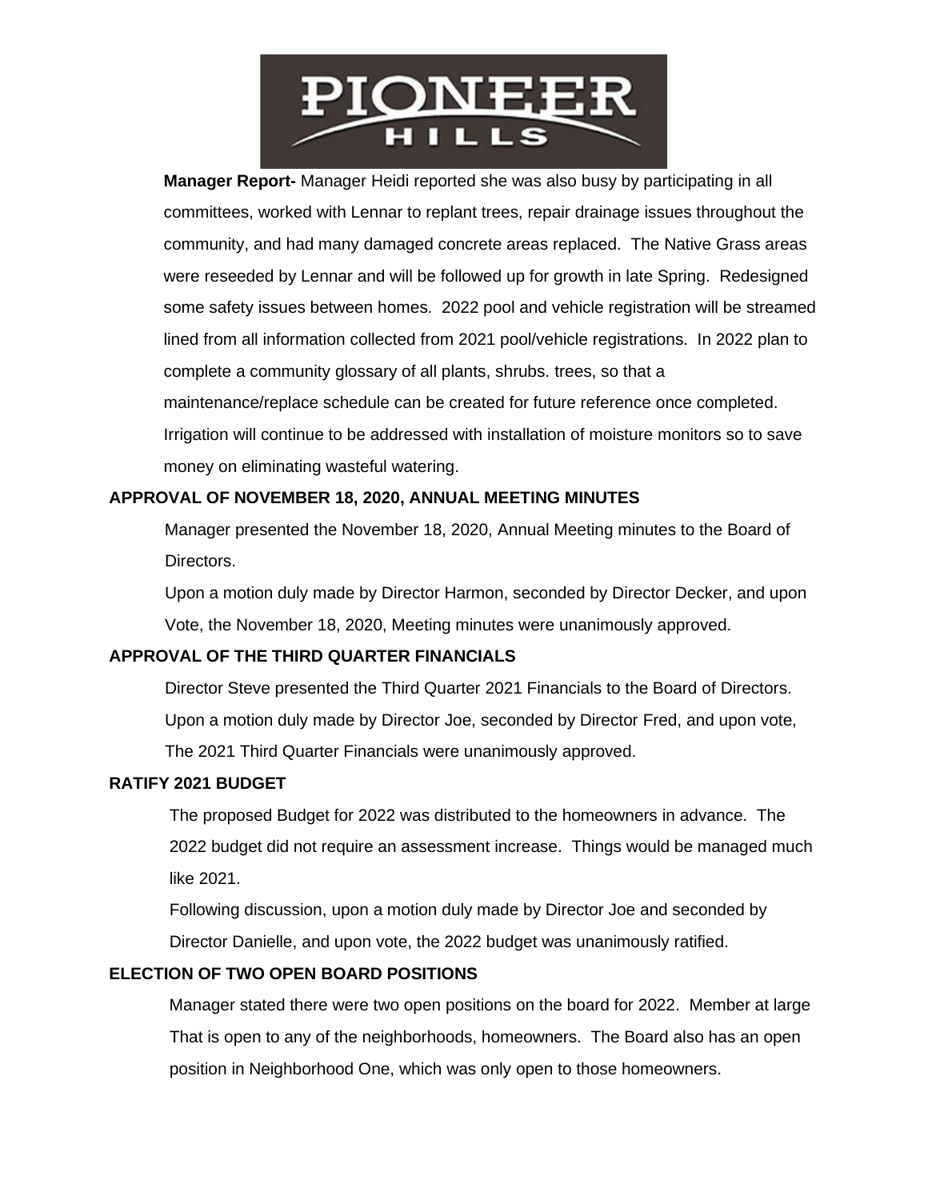**Manager Report-** Manager Heidi reported she was also busy by participating in all committees, worked with Lennar to replant trees, repair drainage issues throughout the community, and had many damaged concrete areas replaced. The Native Grass areas were reseeded by Lennar and will be followed up for growth in late Spring. Redesigned some safety issues between homes. 2022 pool and vehicle registration will be streamed lined from all information collected from 2021 pool/vehicle registrations. In 2022 plan to complete a community glossary of all plants, shrubs. trees, so that a maintenance/replace schedule can be created for future reference once completed. Irrigation will continue to be addressed with installation of moisture monitors so to save money on eliminating wasteful watering.

**APPROVAL OF NOVEMBER 18, 2020, ANNUAL MEETING MINUTES**

Manager presented the November 18, 2020, Annual Meeting minutes to the Board of Directors.

Upon a motion duly made by Director Harmon, seconded by Director Decker, and upon Vote, the November 18, 2020, Meeting minutes were unanimously approved.

**APPROVAL OF THE THIRD QUARTER FINANCIALS**

Director Steve presented the Third Quarter 2021 Financials to the Board of Directors. Upon a motion duly made by Director Joe, seconded by Director Fred, and upon vote, The 2021 Third Quarter Financials were unanimously approved.

**RATIFY 2021 BUDGET**

The proposed Budget for 2022 was distributed to the homeowners in advance. The 2022 budget did not require an assessment increase. Things would be managed much like 2021.

Following discussion, upon a motion duly made by Director Joe and seconded by Director Danielle, and upon vote, the 2022 budget was unanimously ratified.

**ELECTION OF TWO OPEN BOARD POSITIONS**

Manager stated there were two open positions on the board for 2022. Member at large That is open to any of the neighborhoods, homeowners. The Board also has an open position in Neighborhood One, which was only open to those homeowners.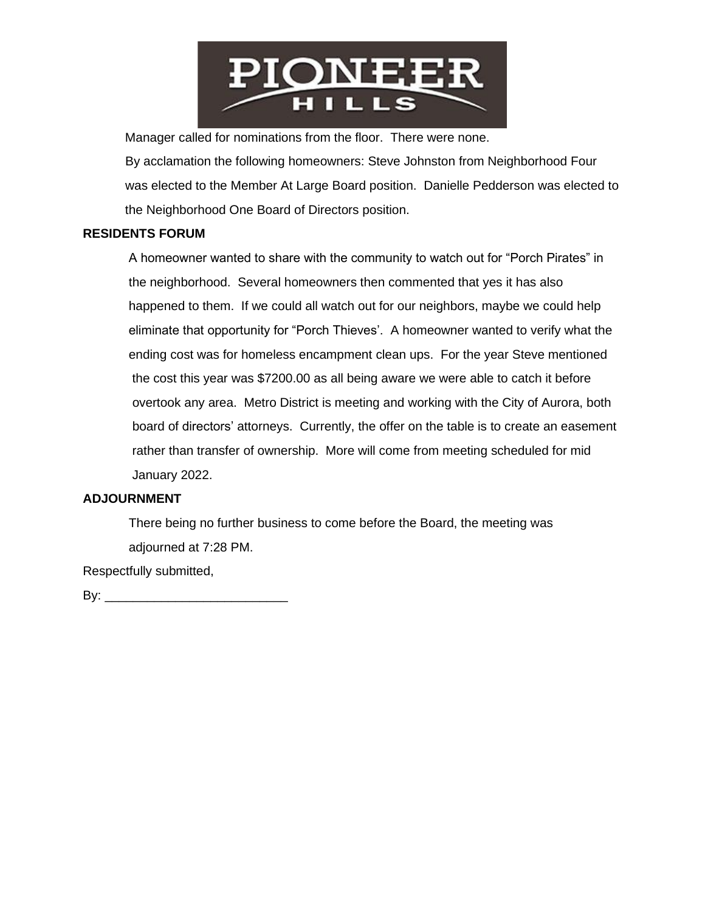Manager called for nominations from the floor. There were none.

By acclamation the following homeowners: Steve Johnston from Neighborhood Four was elected to the Member At Large Board position. Danielle Pedderson was elected to the Neighborhood One Board of Directors position.

**RESIDENTS FORUM**

A homeowner wanted to share with the community to watch out for "Porch Pirates" in the neighborhood. Several homeowners then commented that yes it has also happened to them. If we could all watch out for our neighbors, maybe we could help eliminate that opportunity for "Porch Thieves'. A homeowner wanted to verify what the ending cost was for homeless encampment clean ups. For the year Steve mentioned the cost this year was $7200.00 as all being aware we were able to catch it before overtook any area. Metro District is meeting and working with the City of Aurora, both board of directors' attorneys. Currently, the offer on the table is to create an easement rather than transfer of ownership. More will come from meeting scheduled for mid January 2022.

**ADJOURNMENT**

There being no further business to come before the Board, the meeting was adjourned at 7:28 PM.

Respectfully submitted,

By: ___________________________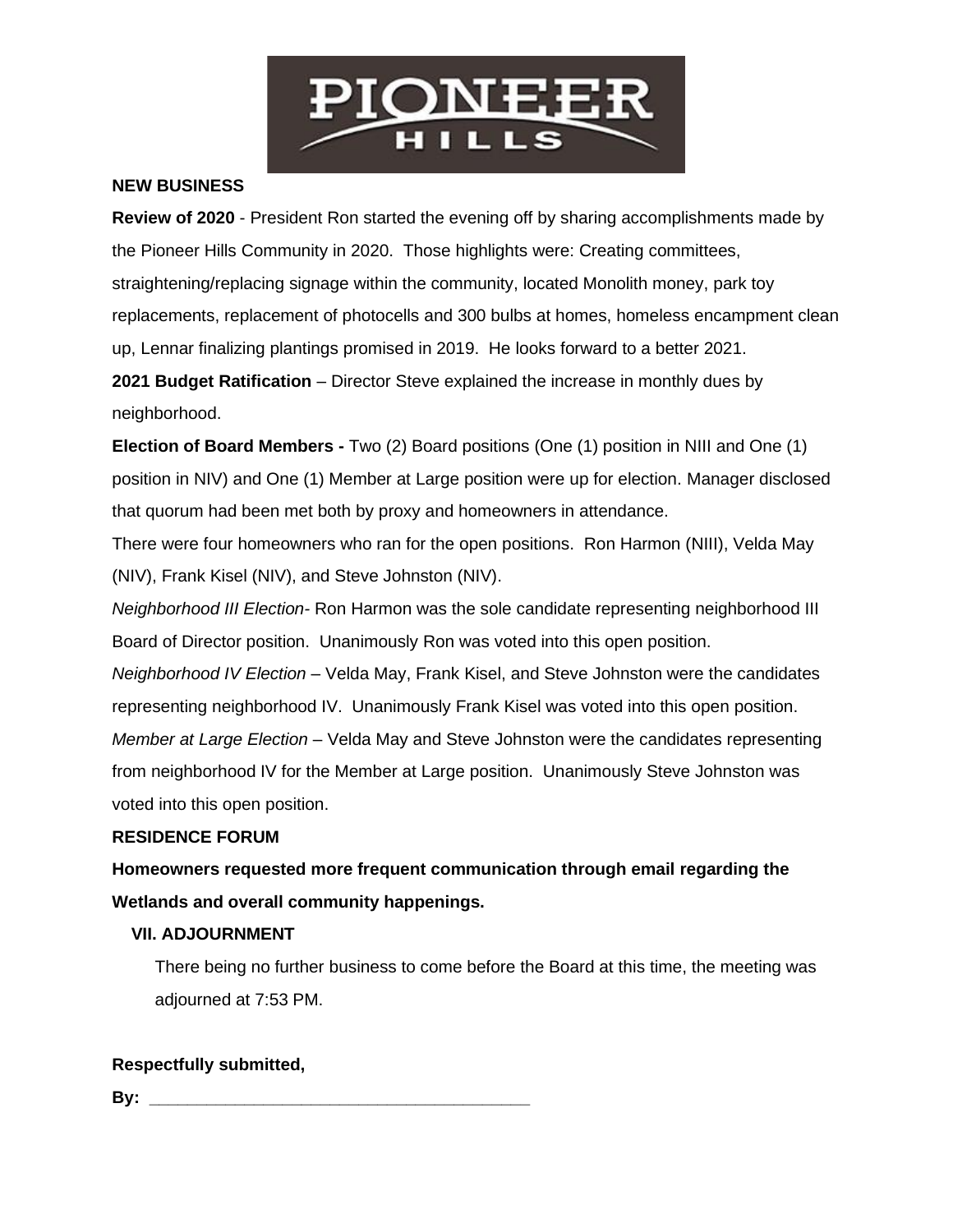**NEW BUSINESS**

**Review of 2020** - President Ron started the evening off by sharing accomplishments made by the Pioneer Hills Community in 2020. Those highlights were: Creating committees, straightening/replacing signage within the community, located Monolith money, park toy replacements, replacement of photocells and 300 bulbs at homes, homeless encampment clean up, Lennar finalizing plantings promised in 2019. He looks forward to a better 2021.

**2021 Budget Ratification** – Director Steve explained the increase in monthly dues by neighborhood.

**Election of Board Members -** Two (2) Board positions (One (1) position in NIII and One (1) position in NIV) and One (1) Member at Large position were up for election. Manager disclosed that quorum had been met both by proxy and homeowners in attendance.

There were four homeowners who ran for the open positions. Ron Harmon (NIII), Velda May (NIV), Frank Kisel (NIV), and Steve Johnston (NIV).

*Neighborhood III Election*- Ron Harmon was the sole candidate representing neighborhood III Board of Director position. Unanimously Ron was voted into this open position.

*Neighborhood IV Election* – Velda May, Frank Kisel, and Steve Johnston were the candidates representing neighborhood IV. Unanimously Frank Kisel was voted into this open position.

*Member at Large Election* – Velda May and Steve Johnston were the candidates representing from neighborhood IV for the Member at Large position. Unanimously Steve Johnston was voted into this open position.

**RESIDENCE FORUM**

**Homeowners requested more frequent communication through email regarding the Wetlands and overall community happenings.**

**VII. ADJOURNMENT**

There being no further business to come before the Board at this time, the meeting was adjourned at 7:53 PM.

**Respectfully submitted,**

**By: ________________________________________**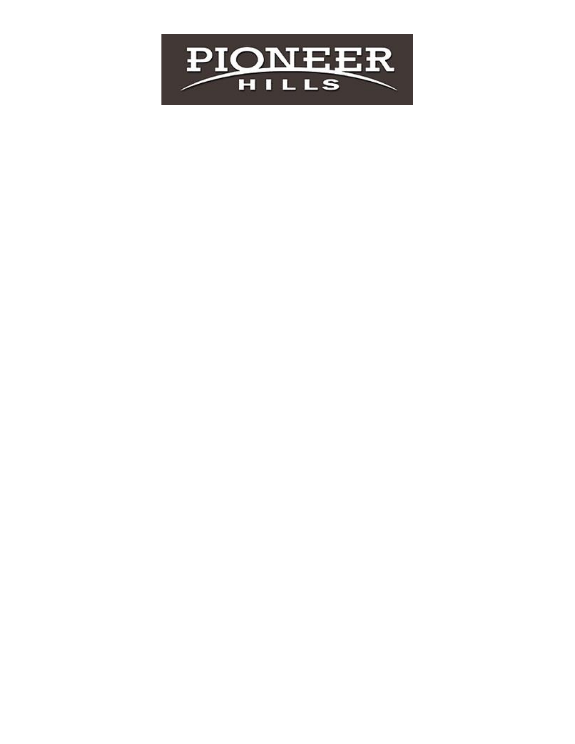PIONEER

HILLS